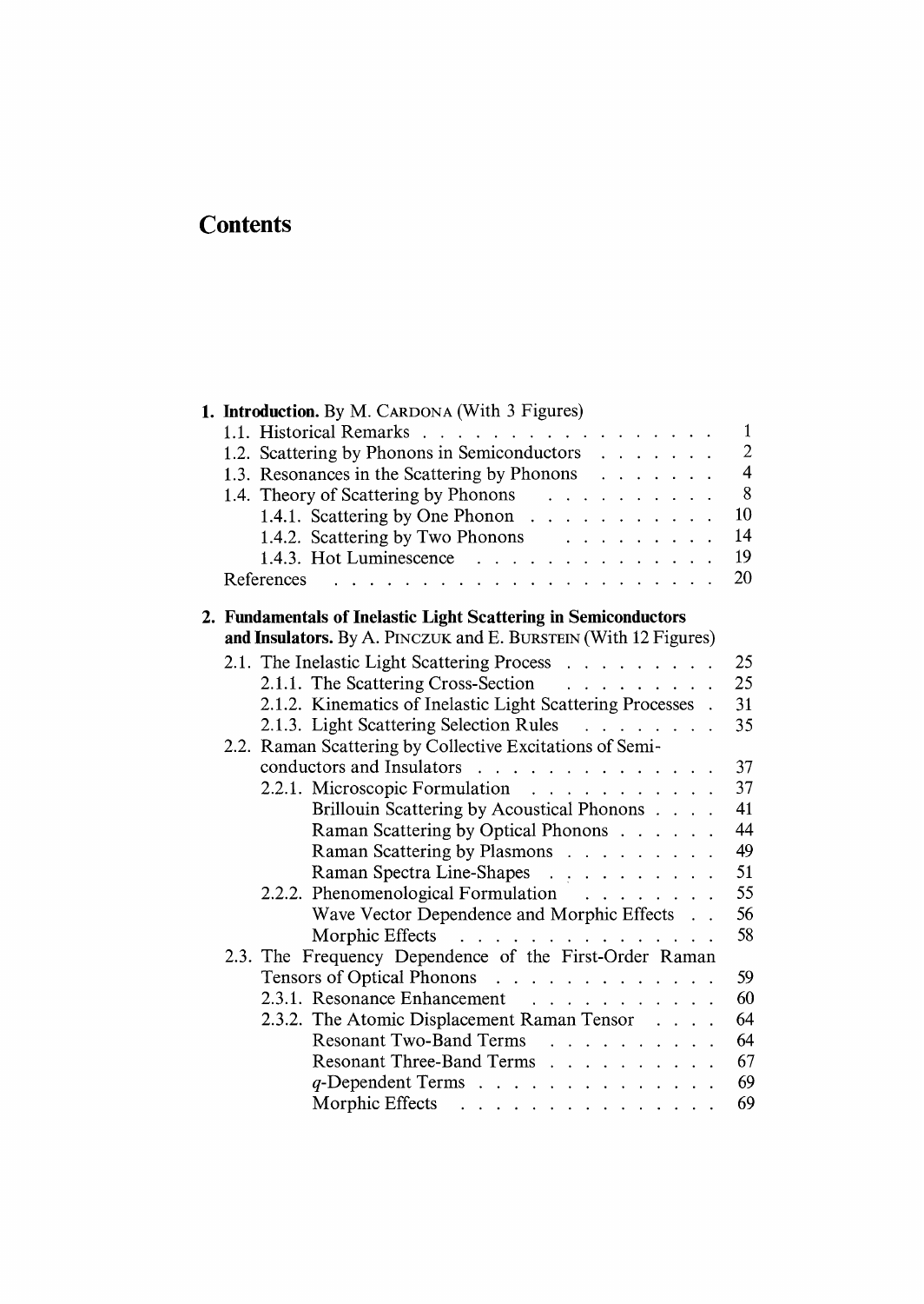# Contents

**1. Introduction.** By M. Cardona (With 3 Figures)

- 1.1. Historical Remarks . . . . . . . . . . . . . . . . . . 1
- 1.2. Scattering by Phonons in Semiconductors . . . . . . . 2
- 1.3. Resonances in the Scattering by Phonons . . . . . . . 4
- 1.4. Theory of Scattering by Phonons . . . . . . . . . . 8
  - 1.4.1. Scattering by One Phonon . . . . . . . . . . . 10
  - 1.4.2. Scattering by Two Phonons . . . . . . . . . . 14
  - 1.4.3. Hot Luminescence . . . . . . . . . . . . . . 19
- References . . . . . . . . . . . . . . . . . . . . . . 20

**2. Fundamentals of Inelastic Light Scattering in Semiconductors and Insulators.** By A. Pinczuk and E. Burstein (With 12 Figures)

- 2.1. The Inelastic Light Scattering Process . . . . . . . . . 25
  - 2.1.1. The Scattering Cross-Section . . . . . . . . . 25
  - 2.1.2. Kinematics of Inelastic Light Scattering Processes . 31
  - 2.1.3. Light Scattering Selection Rules . . . . . . . . 35
- 2.2. Raman Scattering by Collective Excitations of Semiconductors and Insulators . . . . . . . . . . . . . . 37
  - 2.2.1. Microscopic Formulation . . . . . . . . . . . 37
    - Brillouin Scattering by Acoustical Phonons . . . . 41
    - Raman Scattering by Optical Phonons . . . . . . 44
    - Raman Scattering by Plasmons . . . . . . . . . 49
    - Raman Spectra Line-Shapes . . . . . . . . . . 51
  - 2.2.2. Phenomenological Formulation . . . . . . . . 55
    - Wave Vector Dependence and Morphic Effects . . 56
    - Morphic Effects . . . . . . . . . . . . . . . 58
- 2.3. The Frequency Dependence of the First-Order Raman Tensors of Optical Phonons . . . . . . . . . . . . . 59
  - 2.3.1. Resonance Enhancement . . . . . . . . . . . 60
  - 2.3.2. The Atomic Displacement Raman Tensor . . . . 64
    - Resonant Two-Band Terms . . . . . . . . . . 64
    - Resonant Three-Band Terms . . . . . . . . . . 67
    - $q$-Dependent Terms . . . . . . . . . . . . . . 69
    - Morphic Effects . . . . . . . . . . . . . . . 69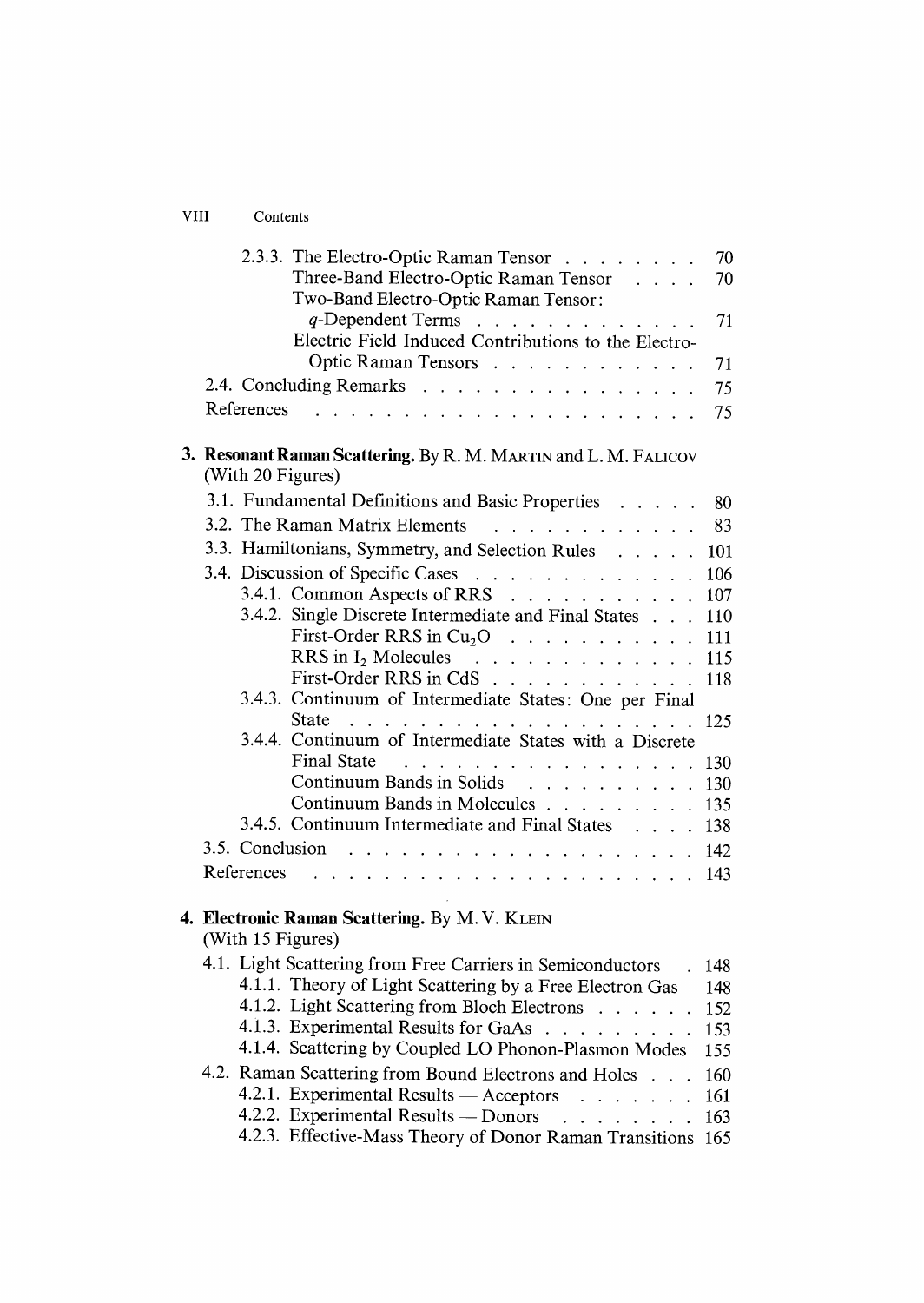2.3.3. The Electro-Optic Raman Tensor . . . . . . . . 70
Three-Band Electro-Optic Raman Tensor . . . . 70
Two-Band Electro-Optic Raman Tensor: $q$-Dependent Terms . . . . . . . . . . . . . 71
Electric Field Induced Contributions to the Electro-Optic Raman Tensors . . . . . . . . . . . . 71

2.4. Concluding Remarks . . . . . . . . . . . . . . . . 75

References . . . . . . . . . . . . . . . . . . . . . 75

**3. Resonant Raman Scattering.** By R. M. Martin and L. M. Falicov (With 20 Figures)

3.1. Fundamental Definitions and Basic Properties . . . . . 80

3.2. The Raman Matrix Elements . . . . . . . . . . . . 83

3.3. Hamiltonians, Symmetry, and Selection Rules . . . . . 101

3.4. Discussion of Specific Cases . . . . . . . . . . . . . 106

3.4.1. Common Aspects of RRS . . . . . . . . . . . 107
3.4.2. Single Discrete Intermediate and Final States . . . 110
First-Order RRS in $Cu_2O$ . . . . . . . . . . . 111
RRS in $I_2$ Molecules . . . . . . . . . . . . . 115
First-Order RRS in CdS . . . . . . . . . . . . 118
3.4.3. Continuum of Intermediate States: One per Final State . . . . . . . . . . . . . . . . . . . . 125
3.4.4. Continuum of Intermediate States with a Discrete Final State . . . . . . . . . . . . . . . . . 130
Continuum Bands in Solids . . . . . . . . . . 130
Continuum Bands in Molecules . . . . . . . . . . 135
3.4.5. Continuum Intermediate and Final States . . . . 138

3.5. Conclusion . . . . . . . . . . . . . . . . . . . . 142

References . . . . . . . . . . . . . . . . . . . . . 143

**4. Electronic Raman Scattering.** By M. V. Klein (With 15 Figures)

4.1. Light Scattering from Free Carriers in Semiconductors . 148

4.1.1. Theory of Light Scattering by a Free Electron Gas 148
4.1.2. Light Scattering from Bloch Electrons . . . . . . 152
4.1.3. Experimental Results for GaAs . . . . . . . . . 153
4.1.4. Scattering by Coupled LO Phonon-Plasmon Modes 155

4.2. Raman Scattering from Bound Electrons and Holes . . . 160

4.2.1. Experimental Results — Acceptors . . . . . . . 161
4.2.2. Experimental Results — Donors . . . . . . . . 163
4.2.3. Effective-Mass Theory of Donor Raman Transitions 165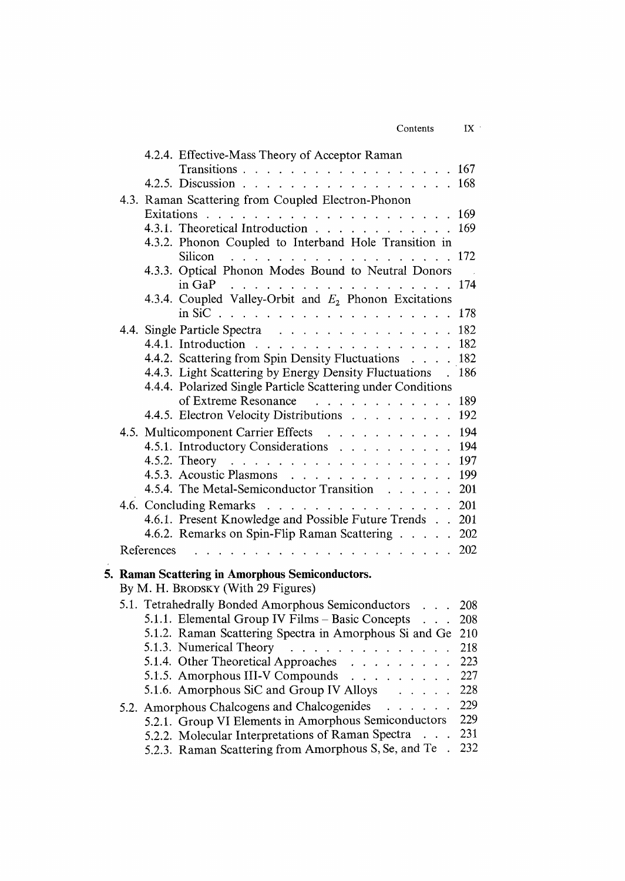4.2.4. Effective-Mass Theory of Acceptor Raman Transitions . . . . . . . . . . . . . . . . . . 167
4.2.5. Discussion . . . . . . . . . . . . . . . . . . 168

4.3. Raman Scattering from Coupled Electron-Phonon Exitations . . . . . . . . . . . . . . . . . . . . . 169
4.3.1. Theoretical Introduction . . . . . . . . . . . . 169
4.3.2. Phonon Coupled to Interband Hole Transition in Silicon . . . . . . . . . . . . . . . . . . . 172
4.3.3. Optical Phonon Modes Bound to Neutral Donors in GaP . . . . . . . . . . . . . . . . . . . 174
4.3.4. Coupled Valley-Orbit and $E_2$ Phonon Excitations in SiC . . . . . . . . . . . . . . . . . . . 178

4.4. Single Particle Spectra . . . . . . . . . . . . . . . 182
4.4.1. Introduction . . . . . . . . . . . . . . . . . 182
4.4.2. Scattering from Spin Density Fluctuations . . . . 182
4.4.3. Light Scattering by Energy Density Fluctuations . 186
4.4.4. Polarized Single Particle Scattering under Conditions of Extreme Resonance . . . . . . . . . . . . 189
4.4.5. Electron Velocity Distributions . . . . . . . . . 192

4.5. Multicomponent Carrier Effects . . . . . . . . . . . 194
4.5.1. Introductory Considerations . . . . . . . . . . 194
4.5.2. Theory . . . . . . . . . . . . . . . . . . . 197
4.5.3. Acoustic Plasmons . . . . . . . . . . . . . . 199
4.5.4. The Metal-Semiconductor Transition . . . . . . 201

4.6. Concluding Remarks . . . . . . . . . . . . . . . . 201
4.6.1. Present Knowledge and Possible Future Trends . . 201
4.6.2. Remarks on Spin-Flip Raman Scattering . . . . . 202

References . . . . . . . . . . . . . . . . . . . . . 202

**5. Raman Scattering in Amorphous Semiconductors.**
By M. H. BRODSKY (With 29 Figures)

5.1. Tetrahedrally Bonded Amorphous Semiconductors . . . 208
5.1.1. Elemental Group IV Films – Basic Concepts . . . 208
5.1.2. Raman Scattering Spectra in Amorphous Si and Ge 210
5.1.3. Numerical Theory . . . . . . . . . . . . . . 218
5.1.4. Other Theoretical Approaches . . . . . . . . . 223
5.1.5. Amorphous III-V Compounds . . . . . . . . . 227
5.1.6. Amorphous SiC and Group IV Alloys . . . . . 228

5.2. Amorphous Chalcogens and Chalcogenides . . . . . . 229
5.2.1. Group VI Elements in Amorphous Semiconductors 229
5.2.2. Molecular Interpretations of Raman Spectra . . . 231
5.2.3. Raman Scattering from Amorphous S, Se, and Te . 232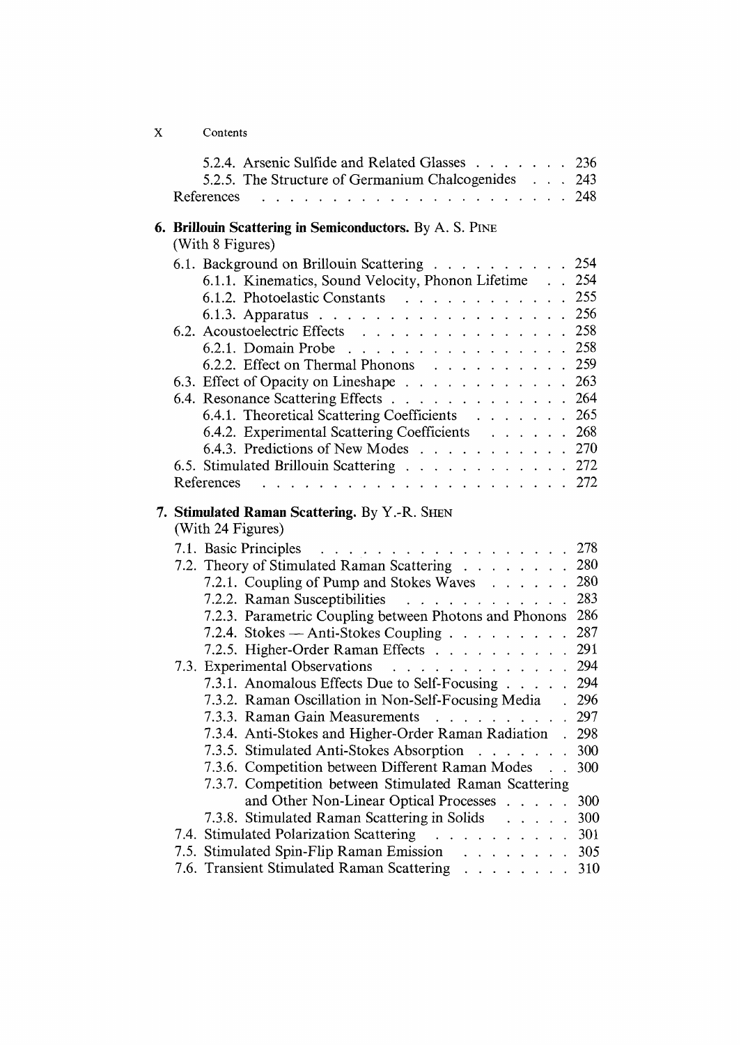5.2.4. Arsenic Sulfide and Related Glasses . . . . . . . 236
5.2.5. The Structure of Germanium Chalcogenides . . . 243
References . . . . . . . . . . . . . . . . . . . . . 248

**6. Brillouin Scattering in Semiconductors.** By A. S. Pine
(With 8 Figures)

6.1. Background on Brillouin Scattering . . . . . . . . . . 254
6.1.1. Kinematics, Sound Velocity, Phonon Lifetime . . 254
6.1.2. Photoelastic Constants . . . . . . . . . . . . 255
6.1.3. Apparatus . . . . . . . . . . . . . . . . . . 256
6.2. Acoustoelectric Effects . . . . . . . . . . . . . . . 258
6.2.1. Domain Probe . . . . . . . . . . . . . . . . 258
6.2.2. Effect on Thermal Phonons . . . . . . . . . . 259
6.3. Effect of Opacity on Lineshape . . . . . . . . . . . . 263
6.4. Resonance Scattering Effects . . . . . . . . . . . . . 264
6.4.1. Theoretical Scattering Coefficients . . . . . . . 265
6.4.2. Experimental Scattering Coefficients . . . . . . 268
6.4.3. Predictions of New Modes . . . . . . . . . . . 270
6.5. Stimulated Brillouin Scattering . . . . . . . . . . . . 272
References . . . . . . . . . . . . . . . . . . . . . 272

**7. Stimulated Raman Scattering.** By Y.-R. Shen
(With 24 Figures)

7.1. Basic Principles . . . . . . . . . . . . . . . . . . 278
7.2. Theory of Stimulated Raman Scattering . . . . . . . . 280
7.2.1. Coupling of Pump and Stokes Waves . . . . . . 280
7.2.2. Raman Susceptibilities . . . . . . . . . . . . 283
7.2.3. Parametric Coupling between Photons and Phonons 286
7.2.4. Stokes — Anti-Stokes Coupling . . . . . . . . . 287
7.2.5. Higher-Order Raman Effects . . . . . . . . . . 291
7.3. Experimental Observations . . . . . . . . . . . . . 294
7.3.1. Anomalous Effects Due to Self-Focusing . . . . . 294
7.3.2. Raman Oscillation in Non-Self-Focusing Media . 296
7.3.3. Raman Gain Measurements . . . . . . . . . . 297
7.3.4. Anti-Stokes and Higher-Order Raman Radiation . 298
7.3.5. Stimulated Anti-Stokes Absorption . . . . . . . 300
7.3.6. Competition between Different Raman Modes . . 300
7.3.7. Competition between Stimulated Raman Scattering and Other Non-Linear Optical Processes . . . . . 300
7.3.8. Stimulated Raman Scattering in Solids . . . . . 300
7.4. Stimulated Polarization Scattering . . . . . . . . . . 301
7.5. Stimulated Spin-Flip Raman Emission . . . . . . . . 305
7.6. Transient Stimulated Raman Scattering . . . . . . . . 310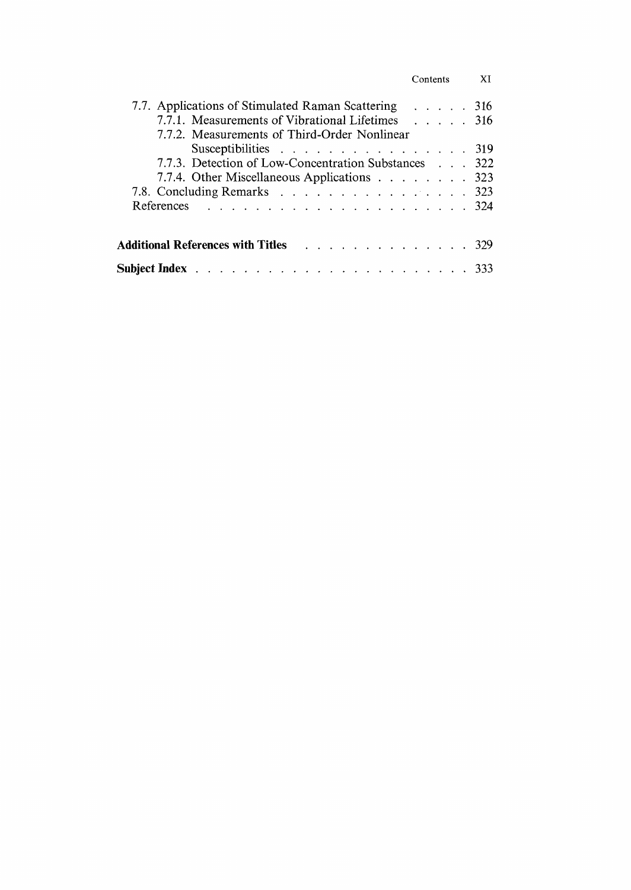7.7. Applications of Stimulated Raman Scattering . . . . . 316
  7.7.1. Measurements of Vibrational Lifetimes . . . . . 316
  7.7.2. Measurements of Third-Order Nonlinear Susceptibilities . . . . . . . . . . . . . . . . 319
  7.7.3. Detection of Low-Concentration Substances . . . 322
  7.7.4. Other Miscellaneous Applications . . . . . . . . 323
7.8. Concluding Remarks . . . . . . . . . . . . . . . 323
References . . . . . . . . . . . . . . . . . . . . . 324

**Additional References with Titles** . . . . . . . . . . . . . . 329

**Subject Index** . . . . . . . . . . . . . . . . . . . . . . 333